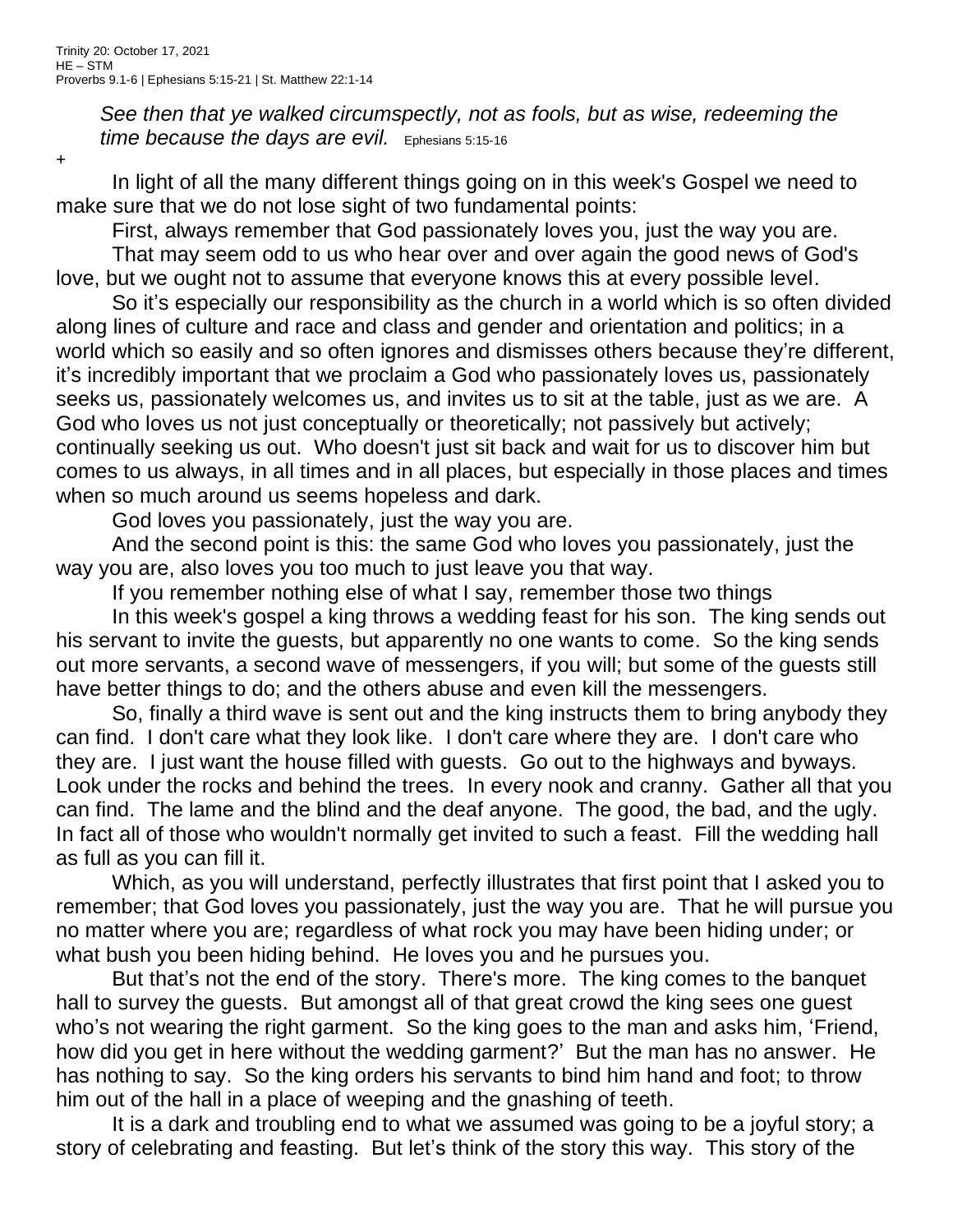Trinity 20: October 17, 2021
HE – STM
Proverbs 9.1-6 | Ephesians 5:15-21 | St. Matthew 22:1-14

> *See then that ye walked circumspectly, not as fools, but as wise, redeeming the time because the days are evil.* Ephesians 5:15-16

+

In light of all the many different things going on in this week's Gospel we need to make sure that we do not lose sight of two fundamental points:

First, always remember that God passionately loves you, just the way you are.

That may seem odd to us who hear over and over again the good news of God's love, but we ought not to assume that everyone knows this at every possible level.

So it's especially our responsibility as the church in a world which is so often divided along lines of culture and race and class and gender and orientation and politics; in a world which so easily and so often ignores and dismisses others because they're different, it's incredibly important that we proclaim a God who passionately loves us, passionately seeks us, passionately welcomes us, and invites us to sit at the table, just as we are. A God who loves us not just conceptually or theoretically; not passively but actively; continually seeking us out. Who doesn't just sit back and wait for us to discover him but comes to us always, in all times and in all places, but especially in those places and times when so much around us seems hopeless and dark.

God loves you passionately, just the way you are.

And the second point is this: the same God who loves you passionately, just the way you are, also loves you too much to just leave you that way.

If you remember nothing else of what I say, remember those two things

In this week's gospel a king throws a wedding feast for his son. The king sends out his servant to invite the guests, but apparently no one wants to come. So the king sends out more servants, a second wave of messengers, if you will; but some of the guests still have better things to do; and the others abuse and even kill the messengers.

So, finally a third wave is sent out and the king instructs them to bring anybody they can find. I don't care what they look like. I don't care where they are. I don't care who they are. I just want the house filled with guests. Go out to the highways and byways. Look under the rocks and behind the trees. In every nook and cranny. Gather all that you can find. The lame and the blind and the deaf anyone. The good, the bad, and the ugly. In fact all of those who wouldn't normally get invited to such a feast. Fill the wedding hall as full as you can fill it.

Which, as you will understand, perfectly illustrates that first point that I asked you to remember; that God loves you passionately, just the way you are. That he will pursue you no matter where you are; regardless of what rock you may have been hiding under; or what bush you been hiding behind. He loves you and he pursues you.

But that's not the end of the story. There's more. The king comes to the banquet hall to survey the guests. But amongst all of that great crowd the king sees one guest who's not wearing the right garment. So the king goes to the man and asks him, 'Friend, how did you get in here without the wedding garment?' But the man has no answer. He has nothing to say. So the king orders his servants to bind him hand and foot; to throw him out of the hall in a place of weeping and the gnashing of teeth.

It is a dark and troubling end to what we assumed was going to be a joyful story; a story of celebrating and feasting. But let's think of the story this way. This story of the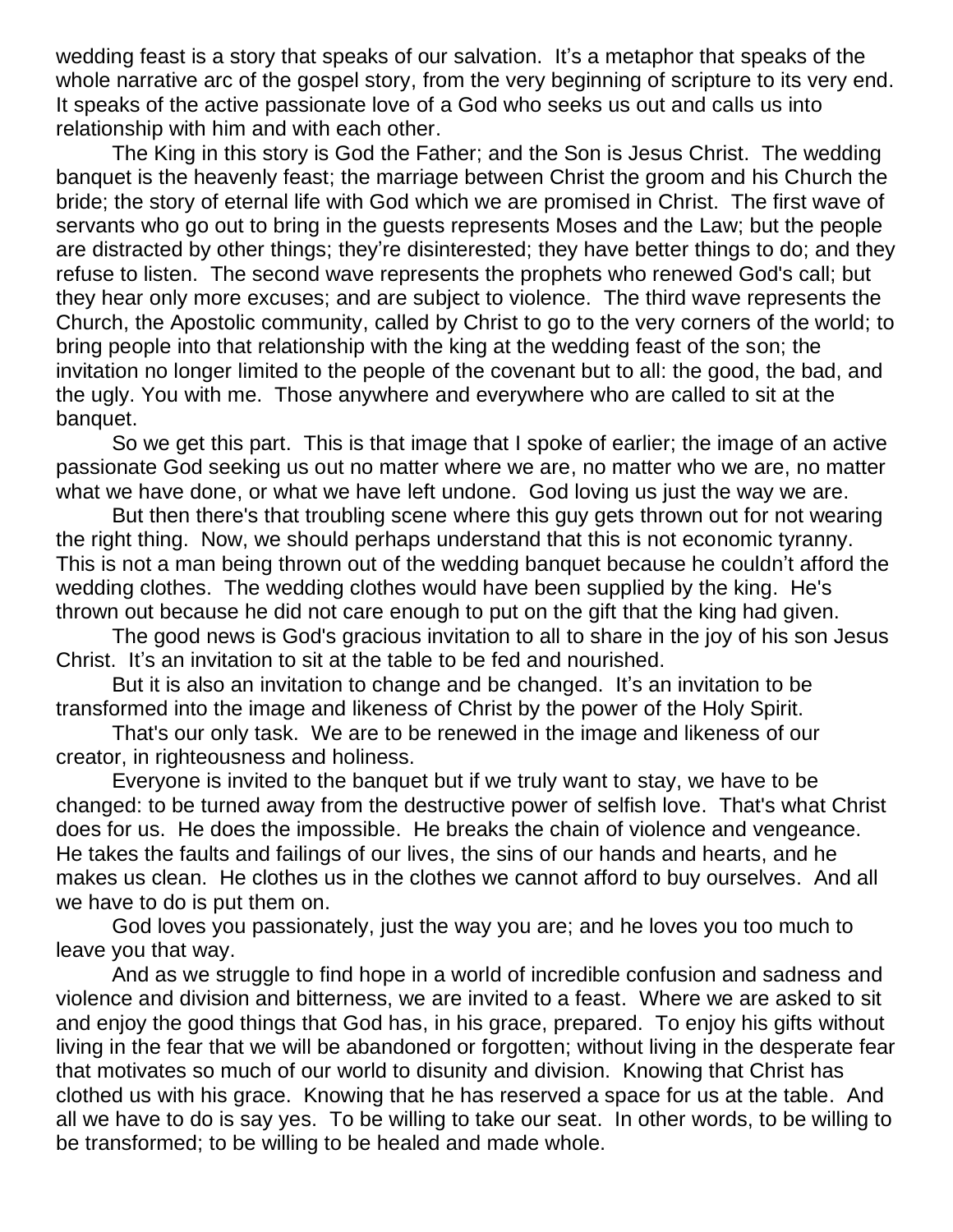wedding feast is a story that speaks of our salvation. It's a metaphor that speaks of the whole narrative arc of the gospel story, from the very beginning of scripture to its very end. It speaks of the active passionate love of a God who seeks us out and calls us into relationship with him and with each other.

The King in this story is God the Father; and the Son is Jesus Christ. The wedding banquet is the heavenly feast; the marriage between Christ the groom and his Church the bride; the story of eternal life with God which we are promised in Christ. The first wave of servants who go out to bring in the guests represents Moses and the Law; but the people are distracted by other things; they're disinterested; they have better things to do; and they refuse to listen. The second wave represents the prophets who renewed God's call; but they hear only more excuses; and are subject to violence. The third wave represents the Church, the Apostolic community, called by Christ to go to the very corners of the world; to bring people into that relationship with the king at the wedding feast of the son; the invitation no longer limited to the people of the covenant but to all: the good, the bad, and the ugly. You with me. Those anywhere and everywhere who are called to sit at the banquet.

So we get this part. This is that image that I spoke of earlier; the image of an active passionate God seeking us out no matter where we are, no matter who we are, no matter what we have done, or what we have left undone. God loving us just the way we are.

But then there's that troubling scene where this guy gets thrown out for not wearing the right thing. Now, we should perhaps understand that this is not economic tyranny. This is not a man being thrown out of the wedding banquet because he couldn't afford the wedding clothes. The wedding clothes would have been supplied by the king. He's thrown out because he did not care enough to put on the gift that the king had given.

The good news is God's gracious invitation to all to share in the joy of his son Jesus Christ. It's an invitation to sit at the table to be fed and nourished.

But it is also an invitation to change and be changed. It's an invitation to be transformed into the image and likeness of Christ by the power of the Holy Spirit.

That's our only task. We are to be renewed in the image and likeness of our creator, in righteousness and holiness.

Everyone is invited to the banquet but if we truly want to stay, we have to be changed: to be turned away from the destructive power of selfish love. That's what Christ does for us. He does the impossible. He breaks the chain of violence and vengeance. He takes the faults and failings of our lives, the sins of our hands and hearts, and he makes us clean. He clothes us in the clothes we cannot afford to buy ourselves. And all we have to do is put them on.

God loves you passionately, just the way you are; and he loves you too much to leave you that way.

And as we struggle to find hope in a world of incredible confusion and sadness and violence and division and bitterness, we are invited to a feast. Where we are asked to sit and enjoy the good things that God has, in his grace, prepared. To enjoy his gifts without living in the fear that we will be abandoned or forgotten; without living in the desperate fear that motivates so much of our world to disunity and division. Knowing that Christ has clothed us with his grace. Knowing that he has reserved a space for us at the table. And all we have to do is say yes. To be willing to take our seat. In other words, to be willing to be transformed; to be willing to be healed and made whole.